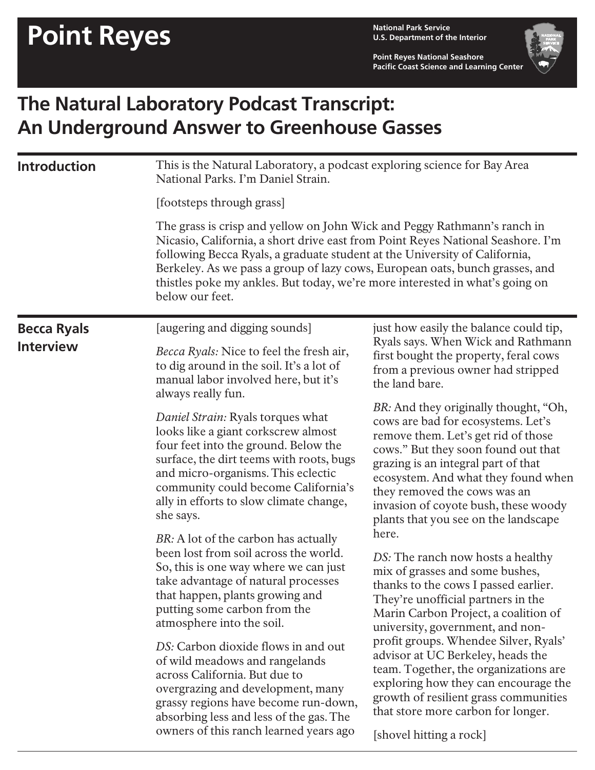# Point Reyes

National Park Service
U.S. Department of the Interior

Point Reyes National Seashore
Pacific Coast Science and Learning Center

## The Natural Laboratory Podcast Transcript: An Underground Answer to Greenhouse Gasses

### Introduction

This is the Natural Laboratory, a podcast exploring science for Bay Area National Parks. I'm Daniel Strain.

[footsteps through grass]

The grass is crisp and yellow on John Wick and Peggy Rathmann's ranch in Nicasio, California, a short drive east from Point Reyes National Seashore. I'm following Becca Ryals, a graduate student at the University of California, Berkeley. As we pass a group of lazy cows, European oats, bunch grasses, and thistles poke my ankles. But today, we're more interested in what's going on below our feet.

### Becca Ryals Interview

[augering and digging sounds]

*Becca Ryals:* Nice to feel the fresh air, to dig around in the soil. It's a lot of manual labor involved here, but it's always really fun.

*Daniel Strain:* Ryals torques what looks like a giant corkscrew almost four feet into the ground. Below the surface, the dirt teems with roots, bugs and micro-organisms. This eclectic community could become California's ally in efforts to slow climate change, she says.

*BR:* A lot of the carbon has actually been lost from soil across the world. So, this is one way where we can just take advantage of natural processes that happen, plants growing and putting some carbon from the atmosphere into the soil.

*DS:* Carbon dioxide flows in and out of wild meadows and rangelands across California. But due to overgrazing and development, many grassy regions have become run-down, absorbing less and less of the gas. The owners of this ranch learned years ago just how easily the balance could tip, Ryals says. When Wick and Rathmann first bought the property, feral cows from a previous owner had stripped the land bare.

*BR:* And they originally thought, "Oh, cows are bad for ecosystems. Let's remove them. Let's get rid of those cows." But they soon found out that grazing is an integral part of that ecosystem. And what they found when they removed the cows was an invasion of coyote bush, these woody plants that you see on the landscape here.

*DS:* The ranch now hosts a healthy mix of grasses and some bushes, thanks to the cows I passed earlier. They're unofficial partners in the Marin Carbon Project, a coalition of university, government, and non-profit groups. Whendee Silver, Ryals' advisor at UC Berkeley, heads the team. Together, the organizations are exploring how they can encourage the growth of resilient grass communities that store more carbon for longer.

[shovel hitting a rock]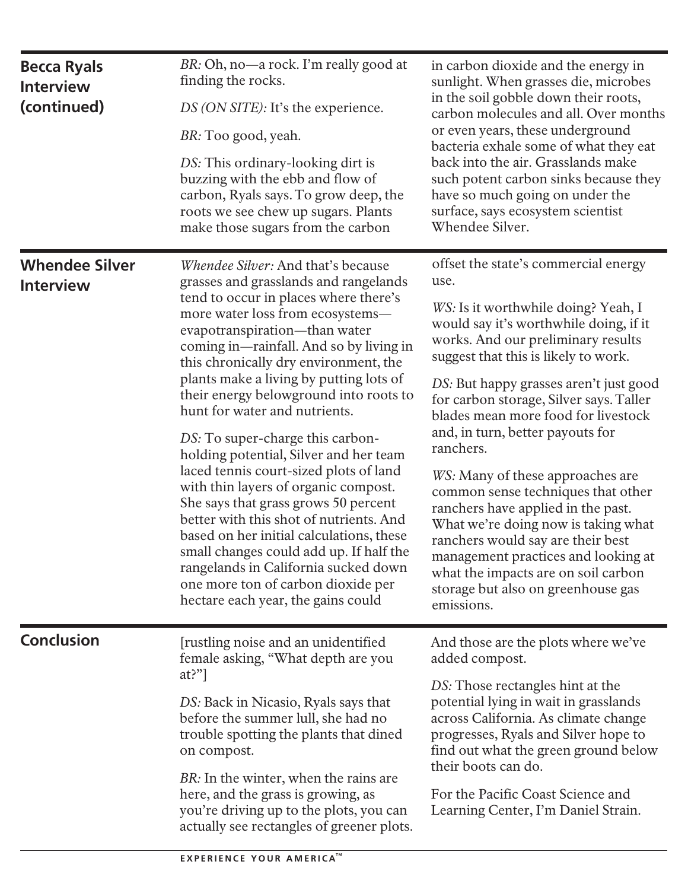## Becca Ryals Interview (continued)

*BR:* Oh, no—a rock. I'm really good at finding the rocks.

*DS (ON SITE):* It's the experience.

*BR:* Too good, yeah.

*DS:* This ordinary-looking dirt is buzzing with the ebb and flow of carbon, Ryals says. To grow deep, the roots we see chew up sugars. Plants make those sugars from the carbon in carbon dioxide and the energy in sunlight. When grasses die, microbes in the soil gobble down their roots, carbon molecules and all. Over months or even years, these underground bacteria exhale some of what they eat back into the air. Grasslands make such potent carbon sinks because they have so much going on under the surface, says ecosystem scientist Whendee Silver.

## Whendee Silver Interview

*Whendee Silver:* And that's because grasses and grasslands and rangelands tend to occur in places where there's more water loss from ecosystems—evapotranspiration—than water coming in—rainfall. And so by living in this chronically dry environment, the plants make a living by putting lots of their energy belowground into roots to hunt for water and nutrients.

*DS:* To super-charge this carbon-holding potential, Silver and her team laced tennis court-sized plots of land with thin layers of organic compost. She says that grass grows 50 percent better with this shot of nutrients. And based on her initial calculations, these small changes could add up. If half the rangelands in California sucked down one more ton of carbon dioxide per hectare each year, the gains could offset the state's commercial energy use.

*WS:* Is it worthwhile doing? Yeah, I would say it's worthwhile doing, if it works. And our preliminary results suggest that this is likely to work.

*DS:* But happy grasses aren't just good for carbon storage, Silver says. Taller blades mean more food for livestock and, in turn, better payouts for ranchers.

*WS:* Many of these approaches are common sense techniques that other ranchers have applied in the past. What we're doing now is taking what ranchers would say are their best management practices and looking at what the impacts are on soil carbon storage but also on greenhouse gas emissions.

## Conclusion

[rustling noise and an unidentified female asking, "What depth are you at?"]

*DS:* Back in Nicasio, Ryals says that before the summer lull, she had no trouble spotting the plants that dined on compost.

*BR:* In the winter, when the rains are here, and the grass is growing, as you're driving up to the plots, you can actually see rectangles of greener plots. And those are the plots where we've added compost.

*DS:* Those rectangles hint at the potential lying in wait in grasslands across California. As climate change progresses, Ryals and Silver hope to find out what the green ground below their boots can do.

For the Pacific Coast Science and Learning Center, I'm Daniel Strain.